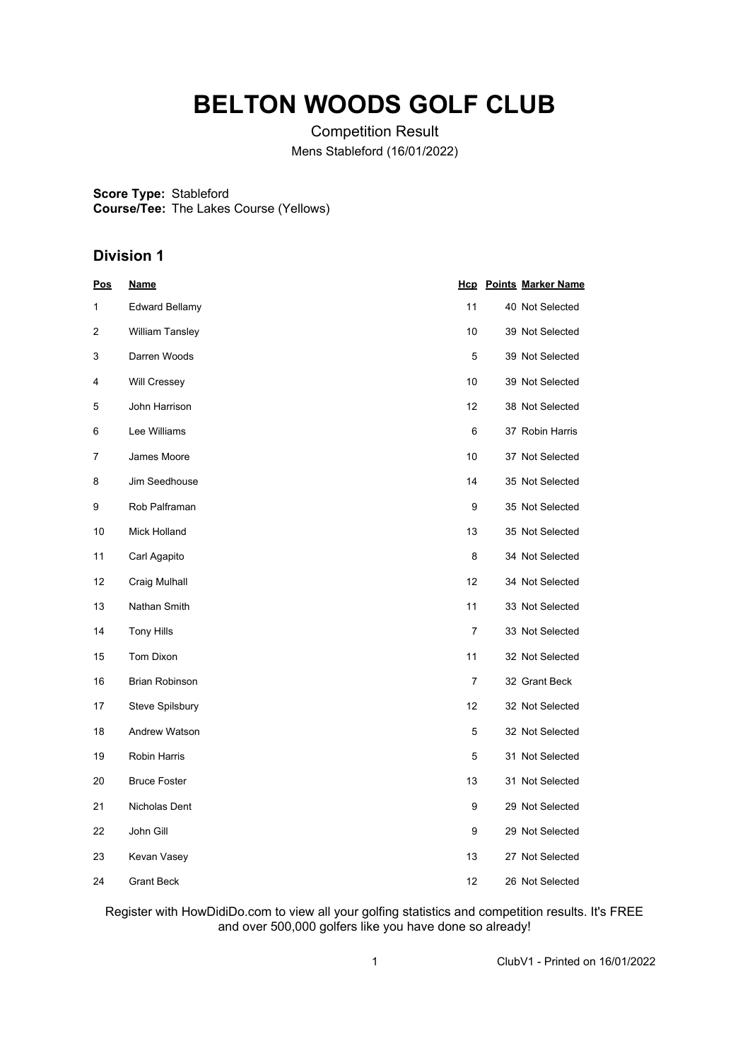# BELTON WOODS GOLF CLUB

Competition Result

Mens Stableford (16/01/2022)

**Score Type:** Stableford
**Course/Tee:** The Lakes Course (Yellows)

## Division 1

| Pos | Name | Hcp | Points | Marker Name |
|---|---|---|---|---|
| 1 | Edward Bellamy | 11 | 40 | Not Selected |
| 2 | William Tansley | 10 | 39 | Not Selected |
| 3 | Darren Woods | 5 | 39 | Not Selected |
| 4 | Will Cressey | 10 | 39 | Not Selected |
| 5 | John Harrison | 12 | 38 | Not Selected |
| 6 | Lee Williams | 6 | 37 | Robin Harris |
| 7 | James Moore | 10 | 37 | Not Selected |
| 8 | Jim Seedhouse | 14 | 35 | Not Selected |
| 9 | Rob Palframan | 9 | 35 | Not Selected |
| 10 | Mick Holland | 13 | 35 | Not Selected |
| 11 | Carl Agapito | 8 | 34 | Not Selected |
| 12 | Craig Mulhall | 12 | 34 | Not Selected |
| 13 | Nathan Smith | 11 | 33 | Not Selected |
| 14 | Tony Hills | 7 | 33 | Not Selected |
| 15 | Tom Dixon | 11 | 32 | Not Selected |
| 16 | Brian Robinson | 7 | 32 | Grant Beck |
| 17 | Steve Spilsbury | 12 | 32 | Not Selected |
| 18 | Andrew Watson | 5 | 32 | Not Selected |
| 19 | Robin Harris | 5 | 31 | Not Selected |
| 20 | Bruce Foster | 13 | 31 | Not Selected |
| 21 | Nicholas Dent | 9 | 29 | Not Selected |
| 22 | John Gill | 9 | 29 | Not Selected |
| 23 | Kevan Vasey | 13 | 27 | Not Selected |
| 24 | Grant Beck | 12 | 26 | Not Selected |

Register with HowDidiDo.com to view all your golfing statistics and competition results. It's FREE and over 500,000 golfers like you have done so already!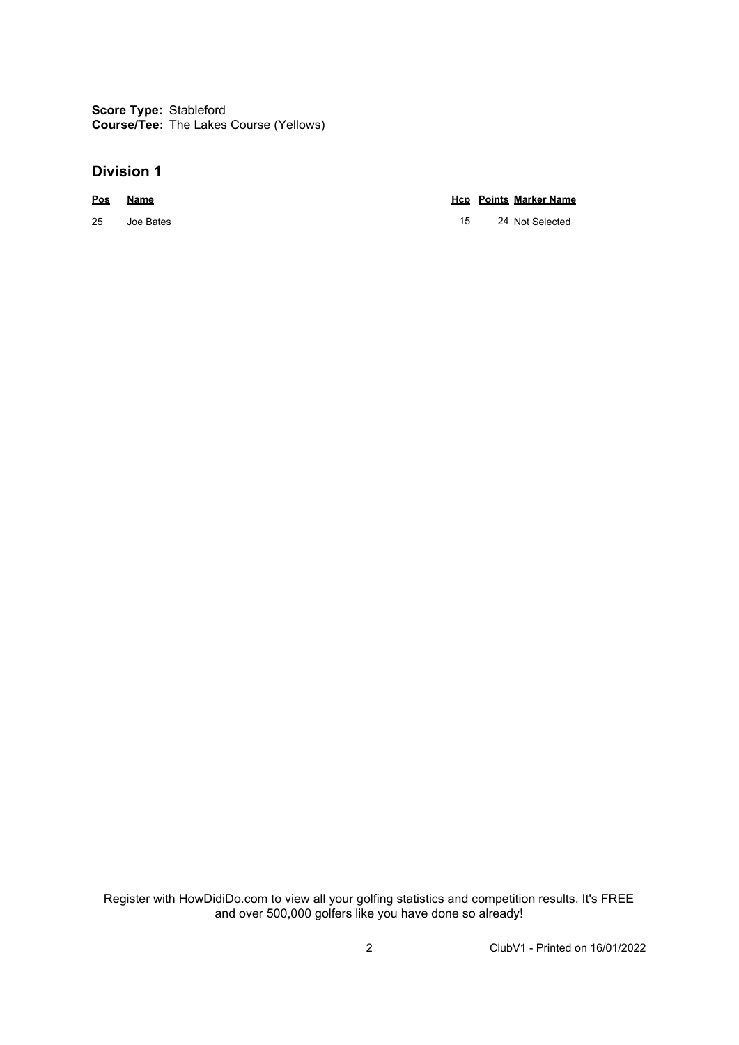**Score Type:** Stableford
**Course/Tee:** The Lakes Course (Yellows)

## Division 1

| Pos | Name | Hcp | Points | Marker Name |
|---|---|---|---|---|
| 25 | Joe Bates | 15 | 24 | Not Selected |

Register with HowDidiDo.com to view all your golfing statistics and competition results. It's FREE and over 500,000 golfers like you have done so already!

ClubV1 - Printed on 16/01/2022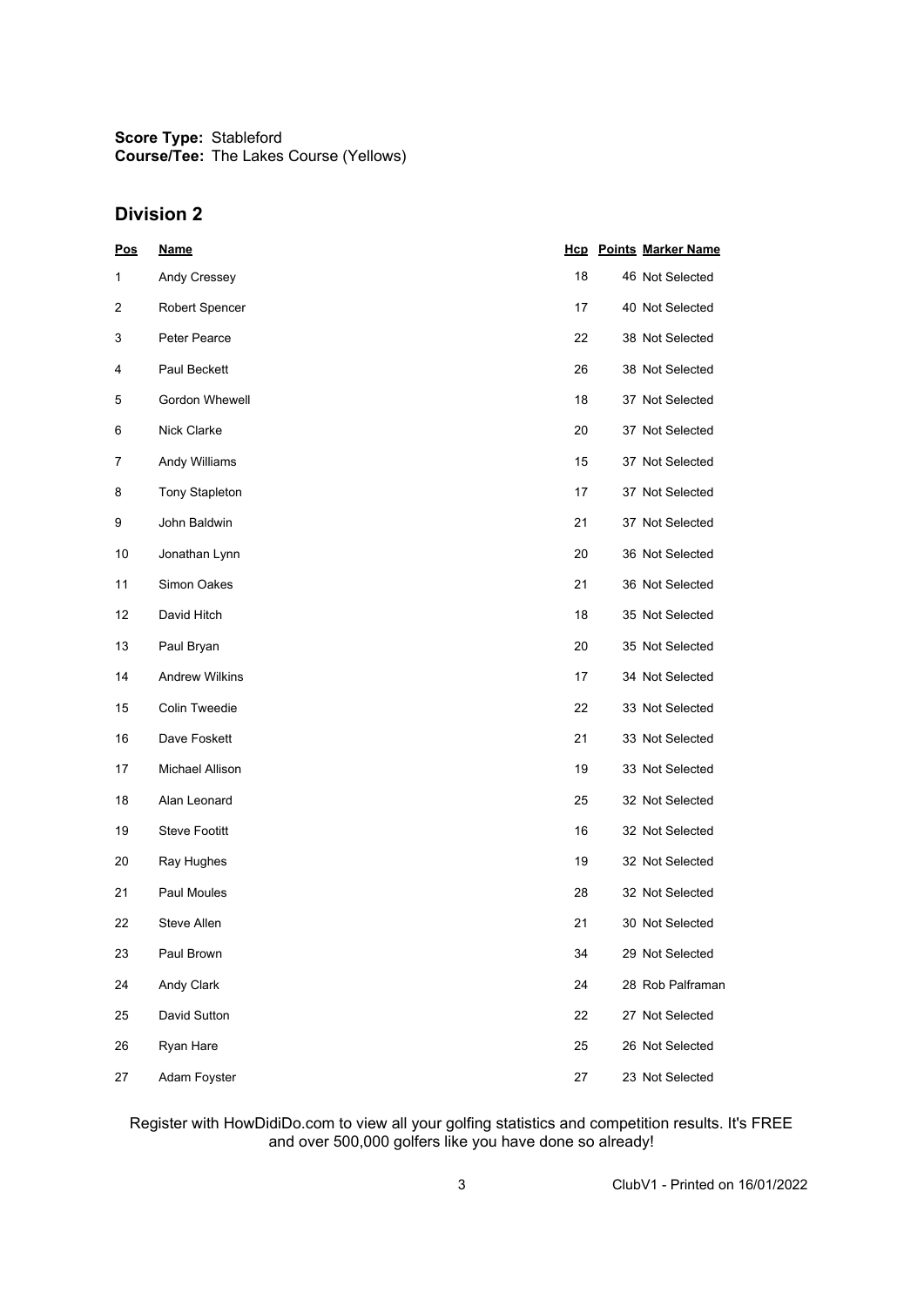**Score Type:** Stableford
**Course/Tee:** The Lakes Course (Yellows)

## Division 2

| Pos | Name | Hcp | Points | Marker Name |
|---|---|---|---|---|
| 1 | Andy Cressey | 18 | 46 | Not Selected |
| 2 | Robert Spencer | 17 | 40 | Not Selected |
| 3 | Peter Pearce | 22 | 38 | Not Selected |
| 4 | Paul Beckett | 26 | 38 | Not Selected |
| 5 | Gordon Whewell | 18 | 37 | Not Selected |
| 6 | Nick Clarke | 20 | 37 | Not Selected |
| 7 | Andy Williams | 15 | 37 | Not Selected |
| 8 | Tony Stapleton | 17 | 37 | Not Selected |
| 9 | John Baldwin | 21 | 37 | Not Selected |
| 10 | Jonathan Lynn | 20 | 36 | Not Selected |
| 11 | Simon Oakes | 21 | 36 | Not Selected |
| 12 | David Hitch | 18 | 35 | Not Selected |
| 13 | Paul Bryan | 20 | 35 | Not Selected |
| 14 | Andrew Wilkins | 17 | 34 | Not Selected |
| 15 | Colin Tweedie | 22 | 33 | Not Selected |
| 16 | Dave Foskett | 21 | 33 | Not Selected |
| 17 | Michael Allison | 19 | 33 | Not Selected |
| 18 | Alan Leonard | 25 | 32 | Not Selected |
| 19 | Steve Footitt | 16 | 32 | Not Selected |
| 20 | Ray Hughes | 19 | 32 | Not Selected |
| 21 | Paul Moules | 28 | 32 | Not Selected |
| 22 | Steve Allen | 21 | 30 | Not Selected |
| 23 | Paul Brown | 34 | 29 | Not Selected |
| 24 | Andy Clark | 24 | 28 | Rob Palframan |
| 25 | David Sutton | 22 | 27 | Not Selected |
| 26 | Ryan Hare | 25 | 26 | Not Selected |
| 27 | Adam Foyster | 27 | 23 | Not Selected |

Register with HowDidiDo.com to view all your golfing statistics and competition results. It's FREE and over 500,000 golfers like you have done so already!

ClubV1 - Printed on 16/01/2022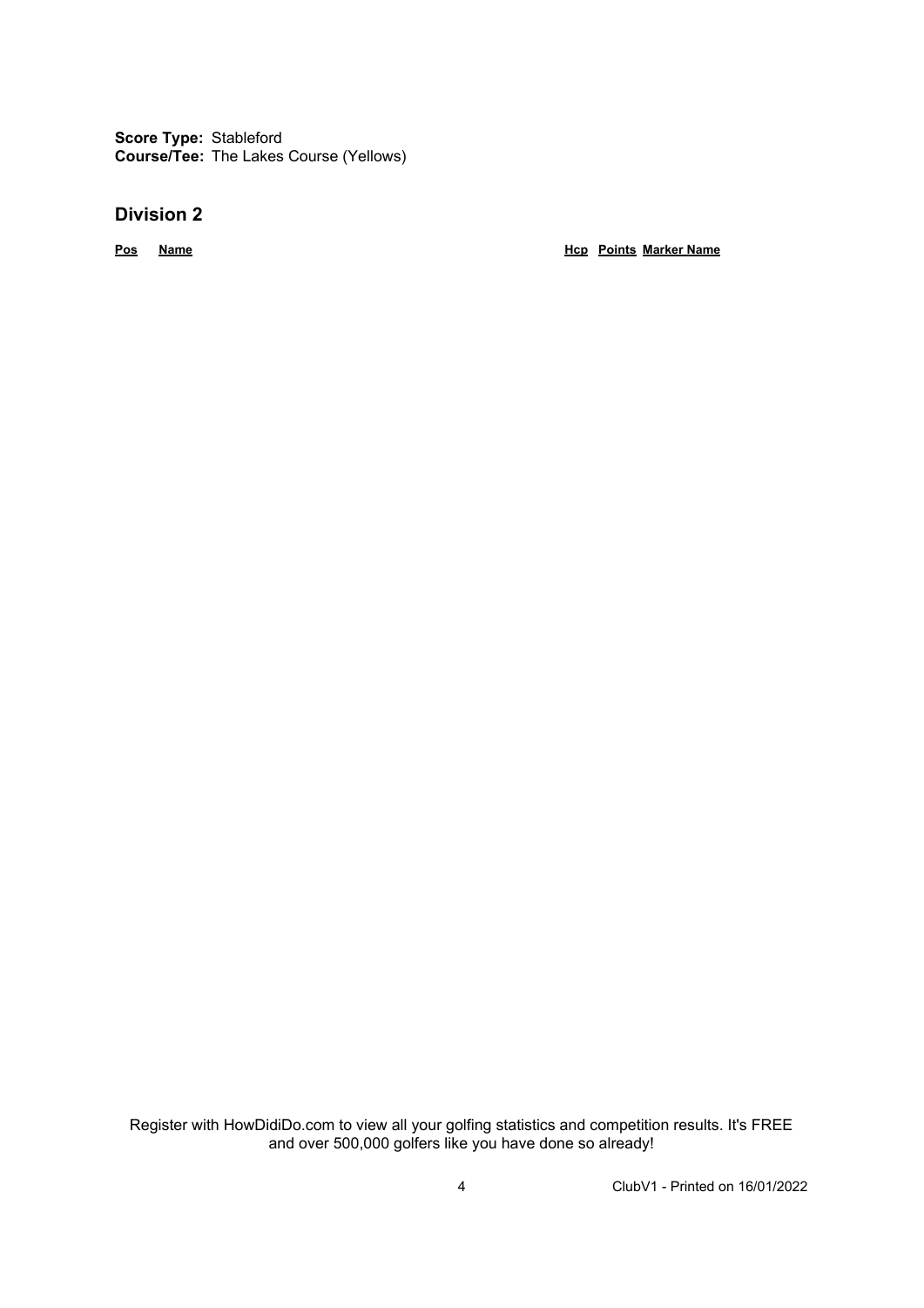**Score Type:** Stableford
**Course/Tee:** The Lakes Course (Yellows)

## Division 2

| Pos | Name | Hcp | Points | Marker Name |
|---|---|---|---|---|

Register with HowDidiDo.com to view all your golfing statistics and competition results. It's FREE and over 500,000 golfers like you have done so already!